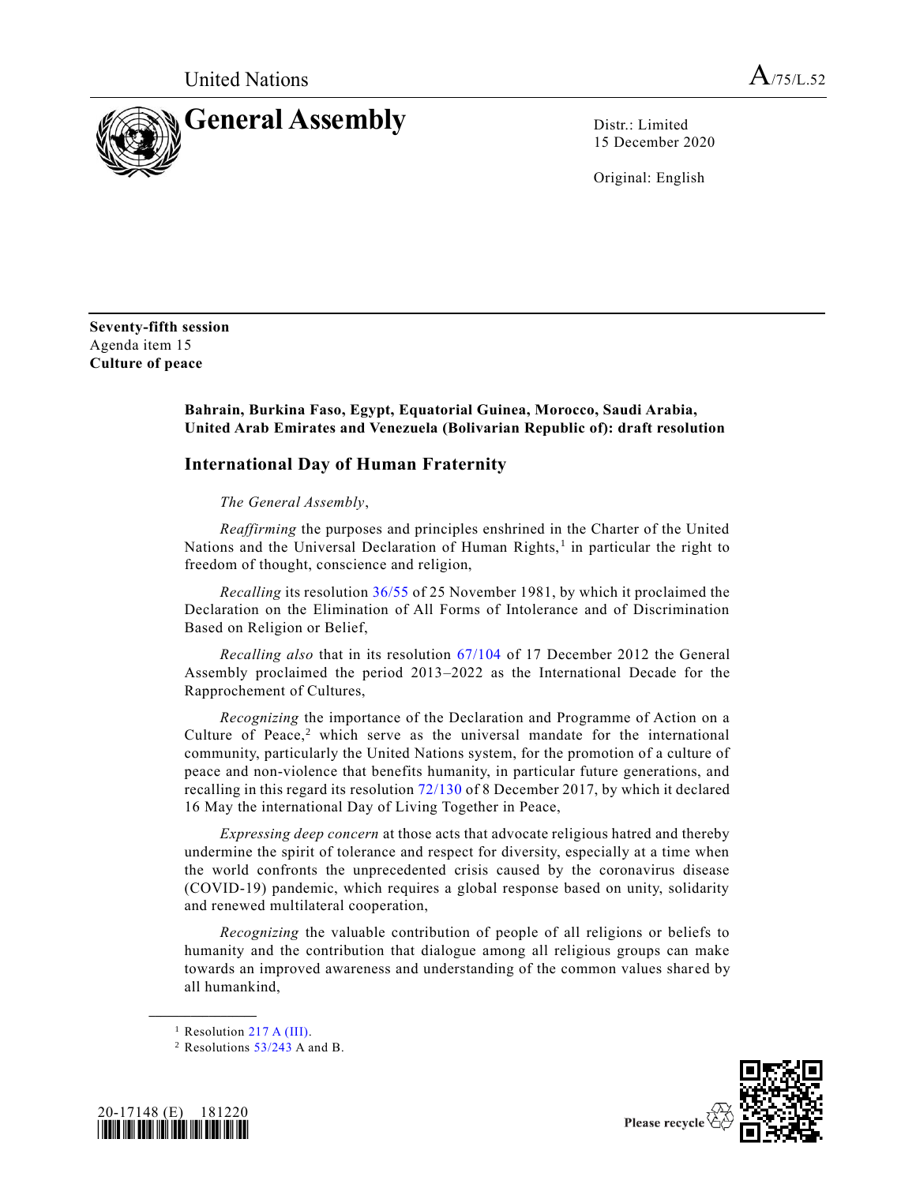United Nations

A/75/L.52

# General Assembly

Distr.: Limited
15 December 2020

Original: English

**Seventy-fifth session**
Agenda item 15
**Culture of peace**

**Bahrain, Burkina Faso, Egypt, Equatorial Guinea, Morocco, Saudi Arabia, United Arab Emirates and Venezuela (Bolivarian Republic of): draft resolution**

## International Day of Human Fraternity

*The General Assembly*,

*Reaffirming* the purposes and principles enshrined in the Charter of the United Nations and the Universal Declaration of Human Rights,[1] in particular the right to freedom of thought, conscience and religion,

*Recalling* its resolution 36/55 of 25 November 1981, by which it proclaimed the Declaration on the Elimination of All Forms of Intolerance and of Discrimination Based on Religion or Belief,

*Recalling also* that in its resolution 67/104 of 17 December 2012 the General Assembly proclaimed the period 2013–2022 as the International Decade for the Rapprochement of Cultures,

*Recognizing* the importance of the Declaration and Programme of Action on a Culture of Peace,[2] which serve as the universal mandate for the international community, particularly the United Nations system, for the promotion of a culture of peace and non-violence that benefits humanity, in particular future generations, and recalling in this regard its resolution 72/130 of 8 December 2017, by which it declared 16 May the international Day of Living Together in Peace,

*Expressing deep concern* at those acts that advocate religious hatred and thereby undermine the spirit of tolerance and respect for diversity, especially at a time when the world confronts the unprecedented crisis caused by the coronavirus disease (COVID-19) pandemic, which requires a global response based on unity, solidarity and renewed multilateral cooperation,

*Recognizing* the valuable contribution of people of all religions or beliefs to humanity and the contribution that dialogue among all religious groups can make towards an improved awareness and understanding of the common values shared by all humankind,

---

[1] Resolution 217 A (III).

[2] Resolutions 53/243 A and B.

20-17148 (E) 181220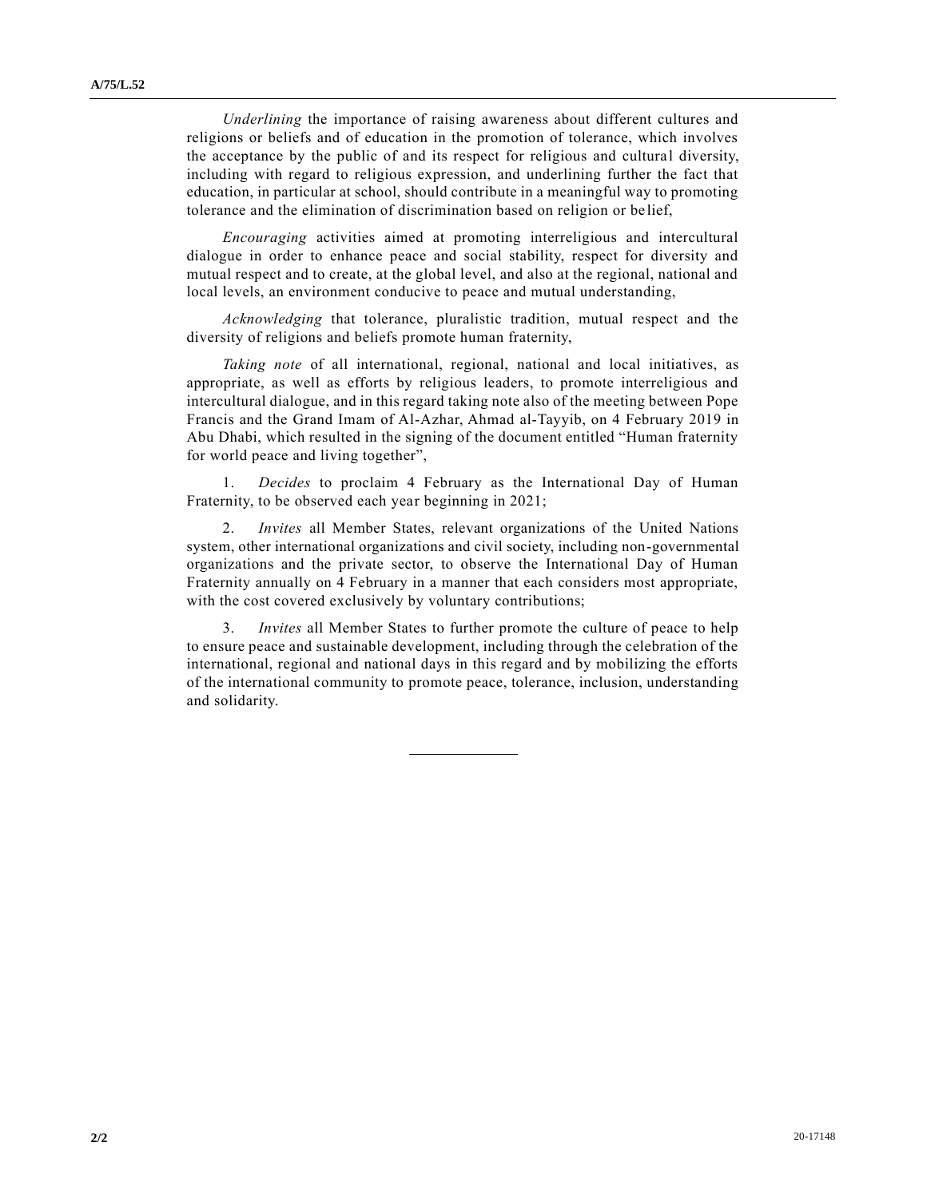*Underlining* the importance of raising awareness about different cultures and religions or beliefs and of education in the promotion of tolerance, which involves the acceptance by the public of and its respect for religious and cultural diversity, including with regard to religious expression, and underlining further the fact that education, in particular at school, should contribute in a meaningful way to promoting tolerance and the elimination of discrimination based on religion or belief,

*Encouraging* activities aimed at promoting interreligious and intercultural dialogue in order to enhance peace and social stability, respect for diversity and mutual respect and to create, at the global level, and also at the regional, national and local levels, an environment conducive to peace and mutual understanding,

*Acknowledging* that tolerance, pluralistic tradition, mutual respect and the diversity of religions and beliefs promote human fraternity,

*Taking note* of all international, regional, national and local initiatives, as appropriate, as well as efforts by religious leaders, to promote interreligious and intercultural dialogue, and in this regard taking note also of the meeting between Pope Francis and the Grand Imam of Al-Azhar, Ahmad al-Tayyib, on 4 February 2019 in Abu Dhabi, which resulted in the signing of the document entitled "Human fraternity for world peace and living together",

1. *Decides* to proclaim 4 February as the International Day of Human Fraternity, to be observed each year beginning in 2021;

2. *Invites* all Member States, relevant organizations of the United Nations system, other international organizations and civil society, including non-governmental organizations and the private sector, to observe the International Day of Human Fraternity annually on 4 February in a manner that each considers most appropriate, with the cost covered exclusively by voluntary contributions;

3. *Invites* all Member States to further promote the culture of peace to help to ensure peace and sustainable development, including through the celebration of the international, regional and national days in this regard and by mobilizing the efforts of the international community to promote peace, tolerance, inclusion, understanding and solidarity.